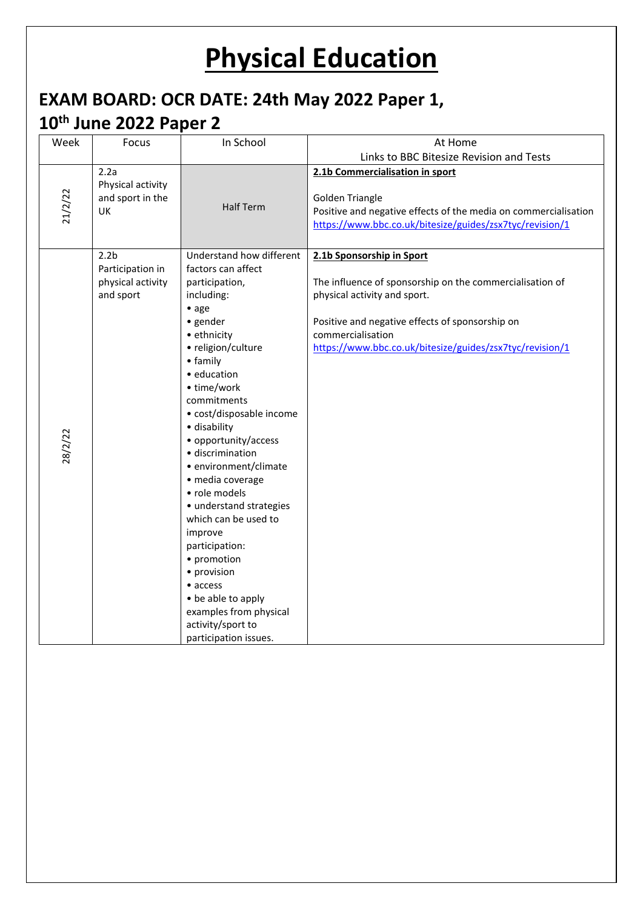# Physical Education

## EXAM BOARD: OCR DATE: 24th May 2022 Paper 1, 10th June 2022 Paper 2

| Week | Focus | In School | At Home<br>Links to BBC Bitesize Revision and Tests |
|---|---|---|---|
| 21/2/22 | 2.2a Physical activity and sport in the UK | Half Term | **2.1b Commercialisation in sport**<br><br>Golden Triangle<br>Positive and negative effects of the media on commercialisation<br>https://www.bbc.co.uk/bitesize/guides/zsx7tyc/revision/1 |
| 28/2/22 | 2.2b Participation in physical activity and sport | Understand how different factors can affect participation, including:<br>• age<br>• gender<br>• ethnicity<br>• religion/culture<br>• family<br>• education<br>• time/work commitments<br>• cost/disposable income<br>• disability<br>• opportunity/access<br>• discrimination<br>• environment/climate<br>• media coverage<br>• role models<br>• understand strategies which can be used to improve participation:<br>• promotion<br>• provision<br>• access<br>• be able to apply examples from physical activity/sport to participation issues. | **2.1b Sponsorship in Sport**<br><br>The influence of sponsorship on the commercialisation of physical activity and sport.<br><br>Positive and negative effects of sponsorship on commercialisation<br>https://www.bbc.co.uk/bitesize/guides/zsx7tyc/revision/1 |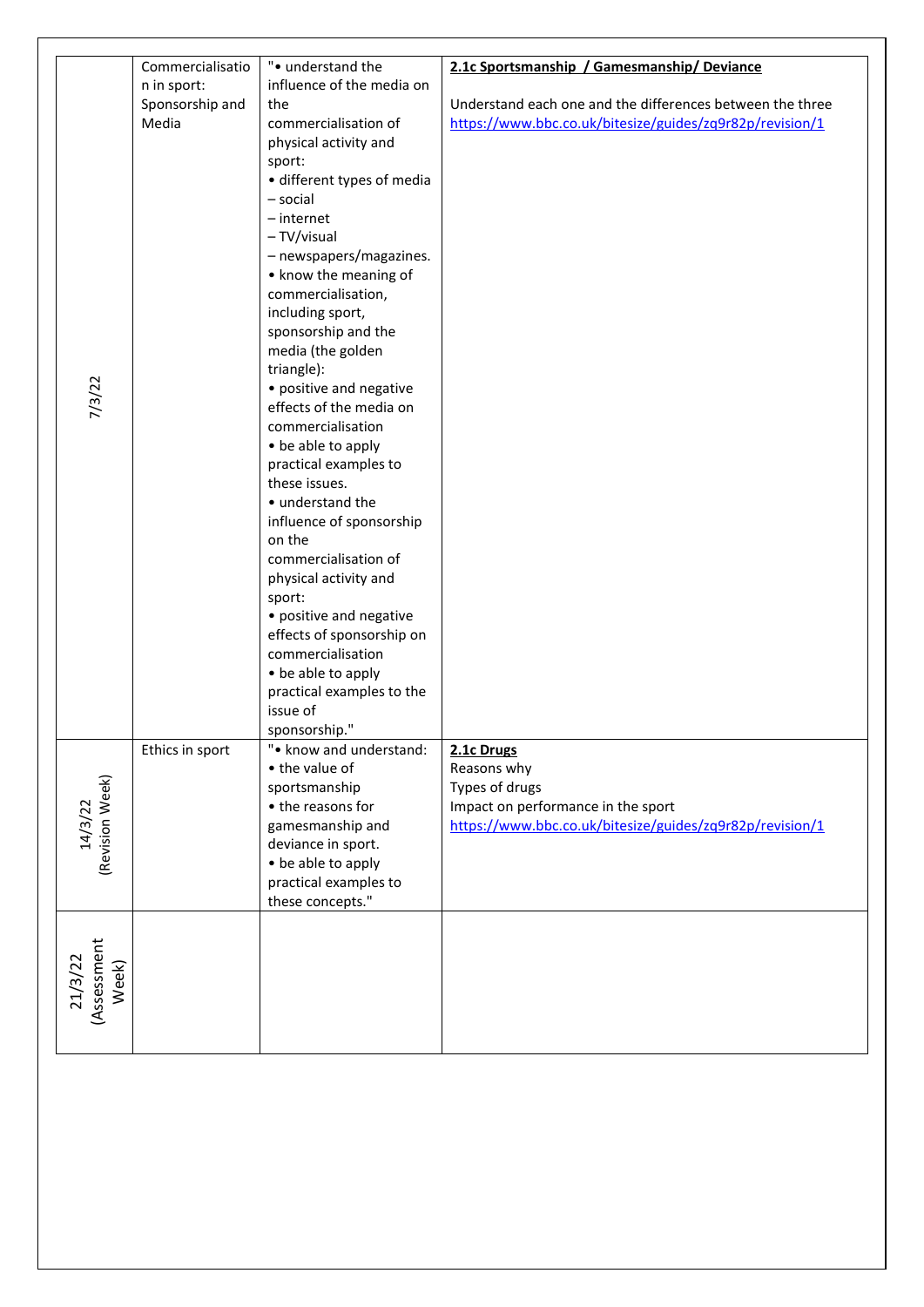| | | | |
|---|---|---|---|
| 7/3/22 | Commercialisation in sport: Sponsorship and Media | "• understand the influence of the media on the commercialisation of physical activity and sport:<br>• different types of media<br>– social<br>– internet<br>– TV/visual<br>– newspapers/magazines.<br>• know the meaning of commercialisation, including sport, sponsorship and the media (the golden triangle):<br>• positive and negative effects of the media on commercialisation<br>• be able to apply practical examples to these issues.<br>• understand the influence of sponsorship on the commercialisation of physical activity and sport:<br>• positive and negative effects of sponsorship on commercialisation<br>• be able to apply practical examples to the issue of sponsorship." | **2.1c Sportsmanship / Gamesmanship/ Deviance**<br><br>Understand each one and the differences between the three<br>https://www.bbc.co.uk/bitesize/guides/zq9r82p/revision/1 |
| 14/3/22 (Revision Week) | Ethics in sport | "• know and understand:<br>• the value of sportsmanship<br>• the reasons for gamesmanship and deviance in sport.<br>• be able to apply practical examples to these concepts." | **2.1c Drugs**<br>Reasons why<br>Types of drugs<br>Impact on performance in the sport<br>https://www.bbc.co.uk/bitesize/guides/zq9r82p/revision/1 |
| 21/3/22 (Assessment Week) | | | |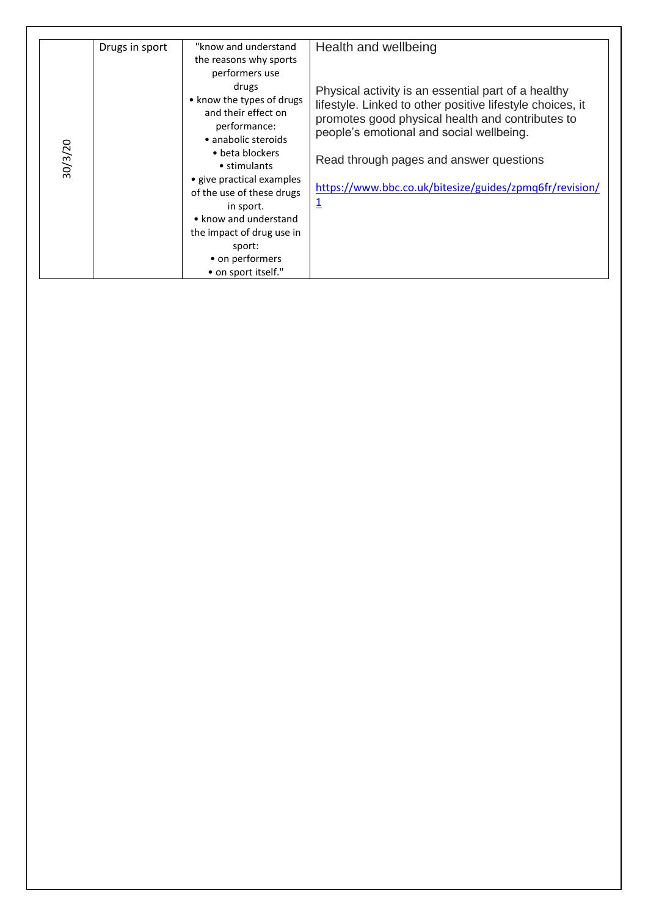| | | | |
|---|---|---|---|
| 30/3/20 | Drugs in sport | "know and understand the reasons why sports performers use drugs<br>• know the types of drugs and their effect on performance:<br>• anabolic steroids<br>• beta blockers<br>• stimulants<br>• give practical examples of the use of these drugs in sport.<br>• know and understand the impact of drug use in sport:<br>• on performers<br>• on sport itself." | Health and wellbeing<br><br>Physical activity is an essential part of a healthy lifestyle. Linked to other positive lifestyle choices, it promotes good physical health and contributes to people's emotional and social wellbeing.<br><br>Read through pages and answer questions<br><br>https://www.bbc.co.uk/bitesize/guides/zpmq6fr/revision/1 |